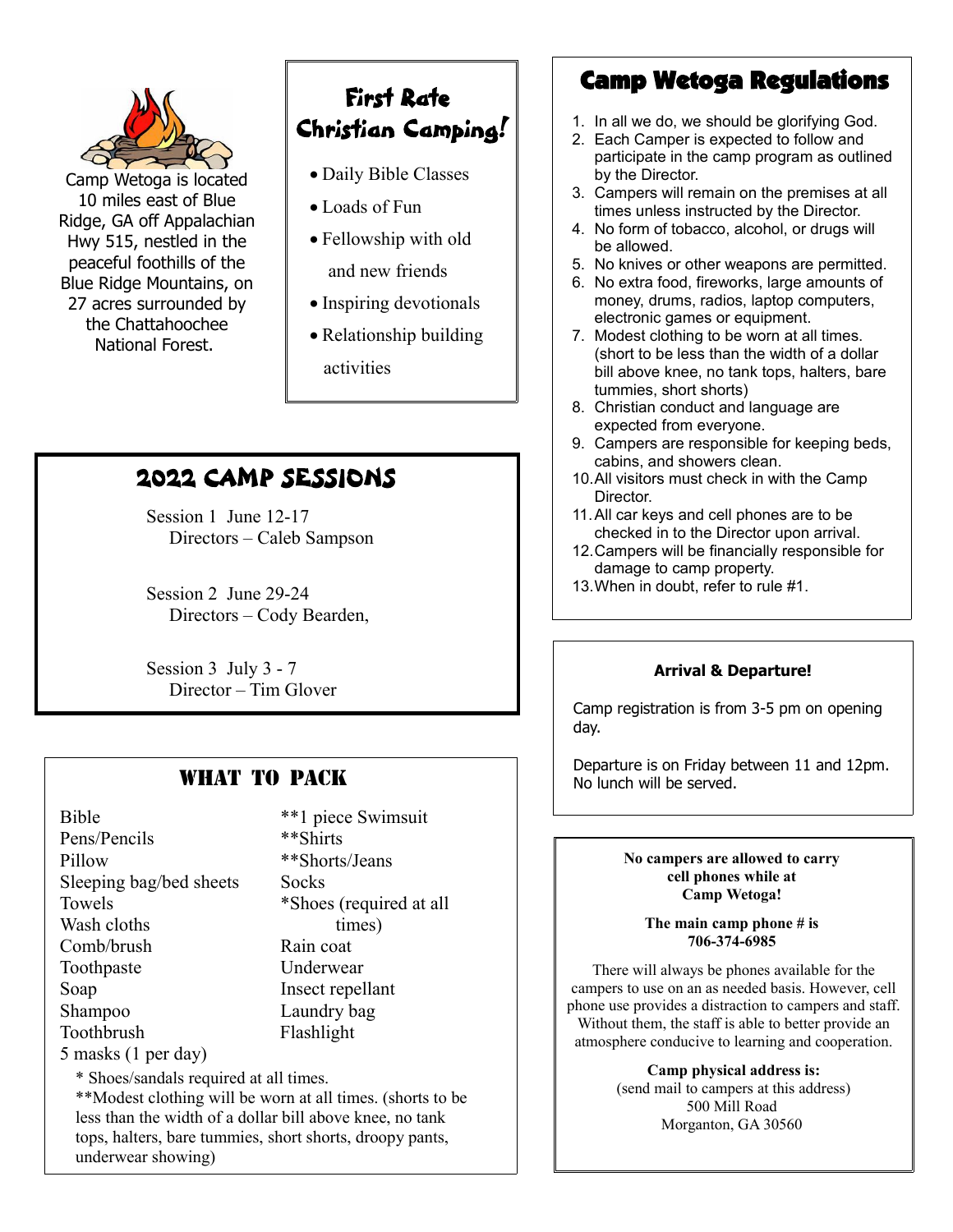Camp Wetoga is located 10 miles east of Blue Ridge, GA off Appalachian Hwy 515, nestled in the peaceful foothills of the Blue Ridge Mountains, on 27 acres surrounded by the Chattahoochee National Forest.

## First Rate Christian Camping!

- Daily Bible Classes
- Loads of Fun
- Fellowship with old and new friends
- Inspiring devotionals
- Relationship building activities

## 2022 CAMP SESSIONS

Session 1 June 12-17
Directors – Caleb Sampson

Session 2 June 29-24
Directors – Cody Bearden,

Session 3 July 3 - 7
Director – Tim Glover

## WHAT TO PACK

| | |
|---|---|
| Bible | **1 piece Swimsuit |
| Pens/Pencils | **Shirts |
| Pillow | **Shorts/Jeans |
| Sleeping bag/bed sheets | Socks |
| Towels | *Shoes (required at all times) |
| Wash cloths | Rain coat |
| Comb/brush | Underwear |
| Toothpaste | Insect repellant |
| Soap | Laundry bag |
| Shampoo | Flashlight |
| Toothbrush | |
| 5 masks (1 per day) | |

\* Shoes/sandals required at all times.
**Modest clothing will be worn at all times. (shorts to be less than the width of a dollar bill above knee, no tank tops, halters, bare tummies, short shorts, droopy pants, underwear showing)

## Camp Wetoga Regulations

1. In all we do, we should be glorifying God.
2. Each Camper is expected to follow and participate in the camp program as outlined by the Director.
3. Campers will remain on the premises at all times unless instructed by the Director.
4. No form of tobacco, alcohol, or drugs will be allowed.
5. No knives or other weapons are permitted.
6. No extra food, fireworks, large amounts of money, drums, radios, laptop computers, electronic games or equipment.
7. Modest clothing to be worn at all times. (short to be less than the width of a dollar bill above knee, no tank tops, halters, bare tummies, short shorts)
8. Christian conduct and language are expected from everyone.
9. Campers are responsible for keeping beds, cabins, and showers clean.
10. All visitors must check in with the Camp Director.
11. All car keys and cell phones are to be checked in to the Director upon arrival.
12. Campers will be financially responsible for damage to camp property.
13. When in doubt, refer to rule #1.

**Arrival & Departure!**

Camp registration is from 3-5 pm on opening day.

Departure is on Friday between 11 and 12pm. No lunch will be served.

**No campers are allowed to carry cell phones while at Camp Wetoga!**

**The main camp phone # is 706-374-6985**

There will always be phones available for the campers to use on an as needed basis. However, cell phone use provides a distraction to campers and staff. Without them, the staff is able to better provide an atmosphere conducive to learning and cooperation.

**Camp physical address is:**
(send mail to campers at this address)
500 Mill Road
Morganton, GA 30560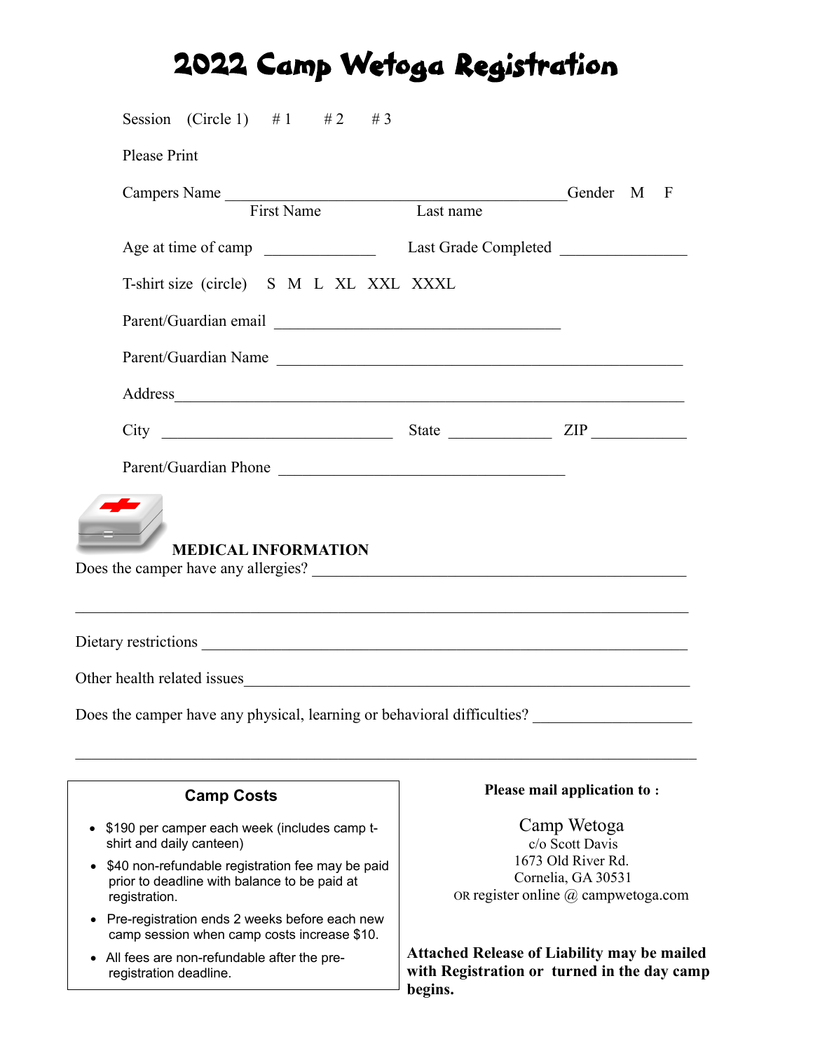# 2022 Camp Wetoga Registration

Session (Circle 1) # 1 # 2 # 3

Please Print

Campers Name _____________________________________________ Gender M F
First Name Last name

Age at time of camp ______________ Last Grade Completed ________________

T-shirt size (circle) S M L XL XXL XXXL

Parent/Guardian email _____________________________________

Parent/Guardian Name ____________________________________________________

Address____________________________________________________________

City ______________________________ State _____________ ZIP ____________

Parent/Guardian Phone _____________________________________

**MEDICAL INFORMATION**

Does the camper have any allergies? ________________________________________________

_____________________________________________________________________________

Dietary restrictions _______________________________________________________________

Other health related issues__________________________________________________________

Does the camper have any physical, learning or behavioral difficulties? ____________________

_____________________________________________________________________________

**Camp Costs**

- $190 per camper each week (includes camp t-shirt and daily canteen)
- $40 non-refundable registration fee may be paid prior to deadline with balance to be paid at registration.
- Pre-registration ends 2 weeks before each new camp session when camp costs increase $10.
- All fees are non-refundable after the pre-registration deadline.

**Please mail application to :**

Camp Wetoga
c/o Scott Davis
1673 Old River Rd.
Cornelia, GA 30531
OR register online @ campwetoga.com

**Attached Release of Liability may be mailed with Registration or turned in the day camp begins.**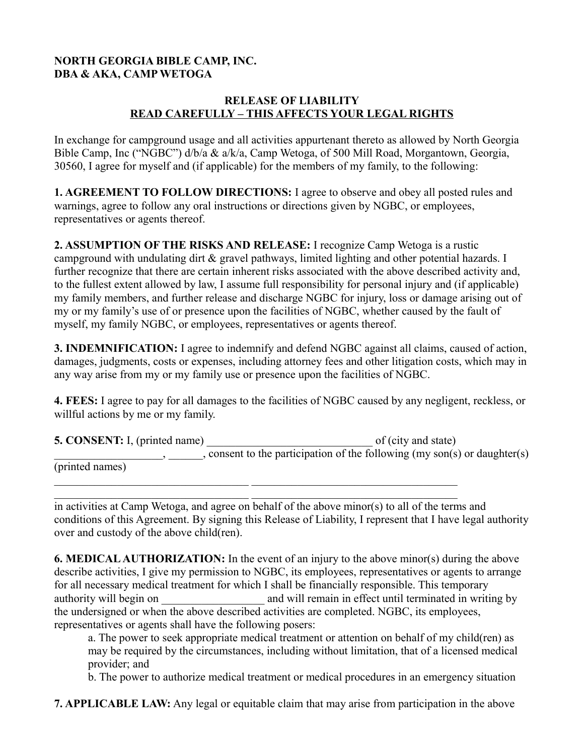**NORTH GEORGIA BIBLE CAMP, INC.**
**DBA & AKA, CAMP WETOGA**

**RELEASE OF LIABILITY**
**READ CAREFULLY – THIS AFFECTS YOUR LEGAL RIGHTS**

In exchange for campground usage and all activities appurtenant thereto as allowed by North Georgia Bible Camp, Inc ("NGBC") d/b/a & a/k/a, Camp Wetoga, of 500 Mill Road, Morgantown, Georgia, 30560, I agree for myself and (if applicable) for the members of my family, to the following:

**1. AGREEMENT TO FOLLOW DIRECTIONS:** I agree to observe and obey all posted rules and warnings, agree to follow any oral instructions or directions given by NGBC, or employees, representatives or agents thereof.

**2. ASSUMPTION OF THE RISKS AND RELEASE:** I recognize Camp Wetoga is a rustic campground with undulating dirt & gravel pathways, limited lighting and other potential hazards. I further recognize that there are certain inherent risks associated with the above described activity and, to the fullest extent allowed by law, I assume full responsibility for personal injury and (if applicable) my family members, and further release and discharge NGBC for injury, loss or damage arising out of my or my family's use of or presence upon the facilities of NGBC, whether caused by the fault of myself, my family NGBC, or employees, representatives or agents thereof.

**3. INDEMNIFICATION:** I agree to indemnify and defend NGBC against all claims, caused of action, damages, judgments, costs or expenses, including attorney fees and other litigation costs, which may in any way arise from my or my family use or presence upon the facilities of NGBC.

**4. FEES:** I agree to pay for all damages to the facilities of NGBC caused by any negligent, reckless, or willful actions by me or my family.

**5. CONSENT:** I, (printed name) _____________________________ of (city and state) __________________, ______, consent to the participation of the following (my son(s) or daughter(s) (printed names)

__________________________________ ____________________________________

__________________________________ ____________________________________

in activities at Camp Wetoga, and agree on behalf of the above minor(s) to all of the terms and conditions of this Agreement. By signing this Release of Liability, I represent that I have legal authority over and custody of the above child(ren).

**6. MEDICAL AUTHORIZATION:** In the event of an injury to the above minor(s) during the above describe activities, I give my permission to NGBC, its employees, representatives or agents to arrange for all necessary medical treatment for which I shall be financially responsible. This temporary authority will begin on __________________ and will remain in effect until terminated in writing by the undersigned or when the above described activities are completed. NGBC, its employees, representatives or agents shall have the following posers:

a. The power to seek appropriate medical treatment or attention on behalf of my child(ren) as may be required by the circumstances, including without limitation, that of a licensed medical provider; and

b. The power to authorize medical treatment or medical procedures in an emergency situation

**7. APPLICABLE LAW:** Any legal or equitable claim that may arise from participation in the above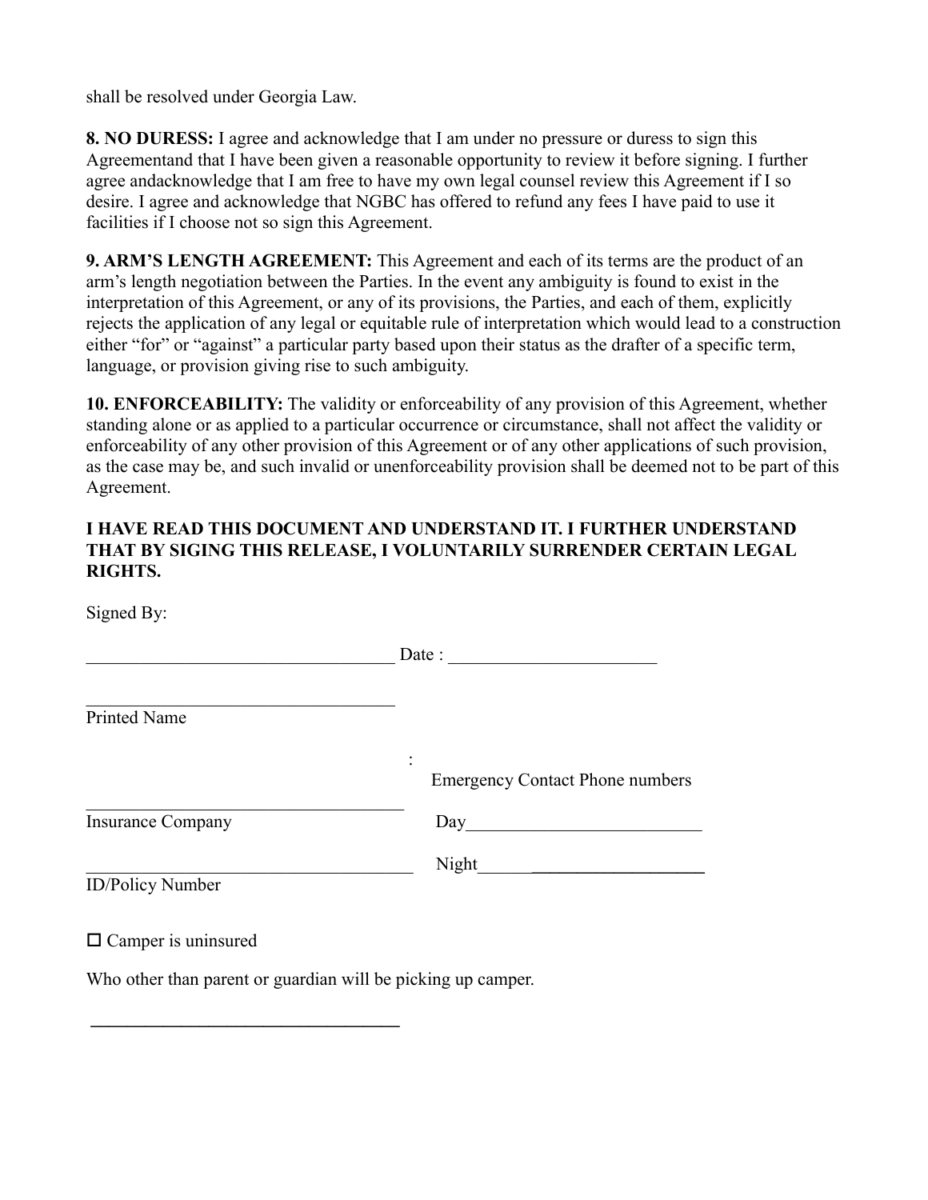shall be resolved under Georgia Law.

**8. NO DURESS:** I agree and acknowledge that I am under no pressure or duress to sign this Agreementand that I have been given a reasonable opportunity to review it before signing. I further agree andacknowledge that I am free to have my own legal counsel review this Agreement if I so desire. I agree and acknowledge that NGBC has offered to refund any fees I have paid to use it facilities if I choose not so sign this Agreement.

**9. ARM'S LENGTH AGREEMENT:** This Agreement and each of its terms are the product of an arm's length negotiation between the Parties. In the event any ambiguity is found to exist in the interpretation of this Agreement, or any of its provisions, the Parties, and each of them, explicitly rejects the application of any legal or equitable rule of interpretation which would lead to a construction either "for" or "against" a particular party based upon their status as the drafter of a specific term, language, or provision giving rise to such ambiguity.

**10. ENFORCEABILITY:** The validity or enforceability of any provision of this Agreement, whether standing alone or as applied to a particular occurrence or circumstance, shall not affect the validity or enforceability of any other provision of this Agreement or of any other applications of such provision, as the case may be, and such invalid or unenforceability provision shall be deemed not to be part of this Agreement.

**I HAVE READ THIS DOCUMENT AND UNDERSTAND IT. I FURTHER UNDERSTAND THAT BY SIGING THIS RELEASE, I VOLUNTARILY SURRENDER CERTAIN LEGAL RIGHTS.**

Signed By:

___________________________________ Date : _______________________

___________________________________
Printed Name

:
Emergency Contact Phone numbers

____________________________________
Insurance Company

Day__________________________

_____________________________________
ID/Policy Number

Night__________________________

☐ Camper is uninsured

Who other than parent or guardian will be picking up camper.

___________________________________